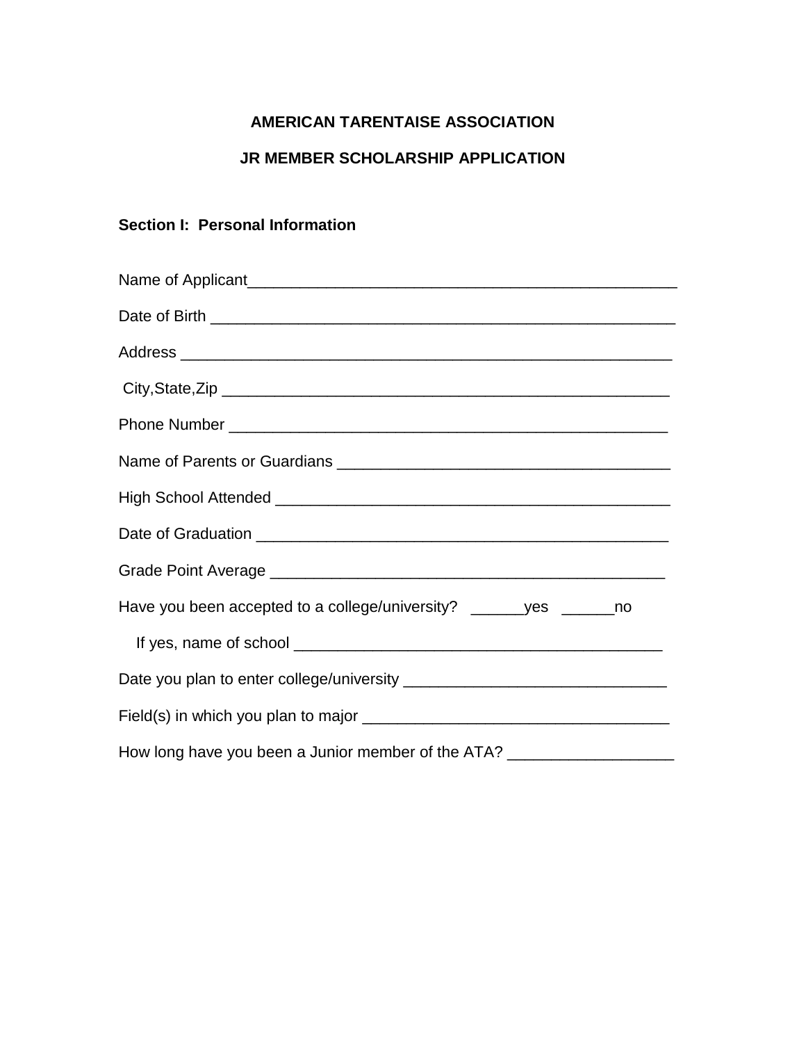# AMERICAN TARENTAISE ASSOCIATION

## JR MEMBER SCHOLARSHIP APPLICATION

**Section I: Personal Information**

Name of Applicant___________________________________________________

Date of Birth _______________________________________________________

Address ____________________________________________________________

City,State,Zip ______________________________________________________

Phone Number _______________________________________________________

Name of Parents or Guardians ________________________________________

High School Attended ________________________________________________

Date of Graduation __________________________________________________

Grade Point Average _________________________________________________

Have you been accepted to a college/university? ______yes ______no

If yes, name of school _____________________________________________

Date you plan to enter college/university _______________________________

Field(s) in which you plan to major ____________________________________

How long have you been a Junior member of the ATA? ___________________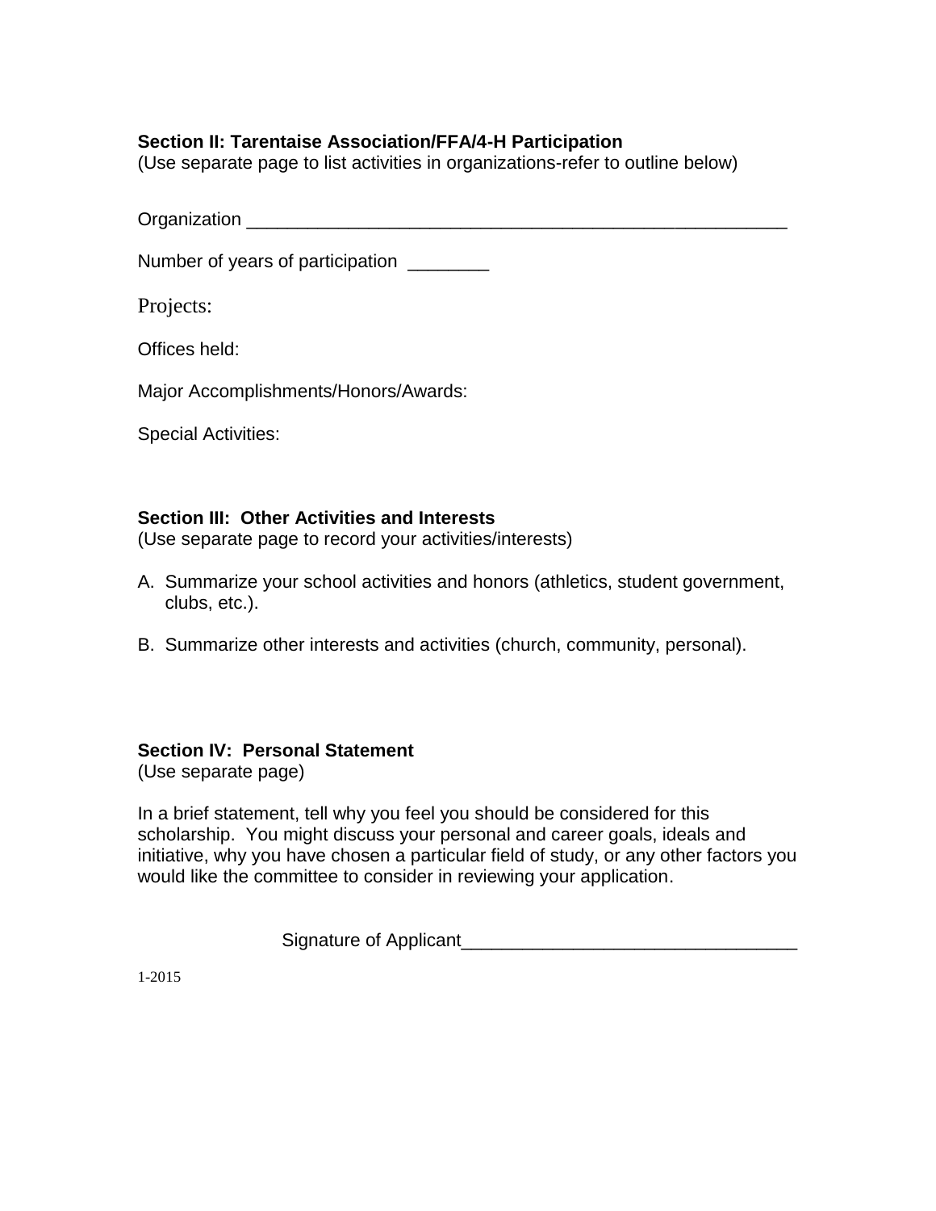**Section II: Tarentaise Association/FFA/4-H Participation**
(Use separate page to list activities in organizations-refer to outline below)

Organization ________________________________________________________

Number of years of participation ________

Projects:

Offices held:

Major Accomplishments/Honors/Awards:

Special Activities:

**Section III: Other Activities and Interests**
(Use separate page to record your activities/interests)

A. Summarize your school activities and honors (athletics, student government, clubs, etc.).

B. Summarize other interests and activities (church, community, personal).

**Section IV: Personal Statement**
(Use separate page)

In a brief statement, tell why you feel you should be considered for this scholarship. You might discuss your personal and career goals, ideals and initiative, why you have chosen a particular field of study, or any other factors you would like the committee to consider in reviewing your application.

Signature of Applicant________________________________

1-2015